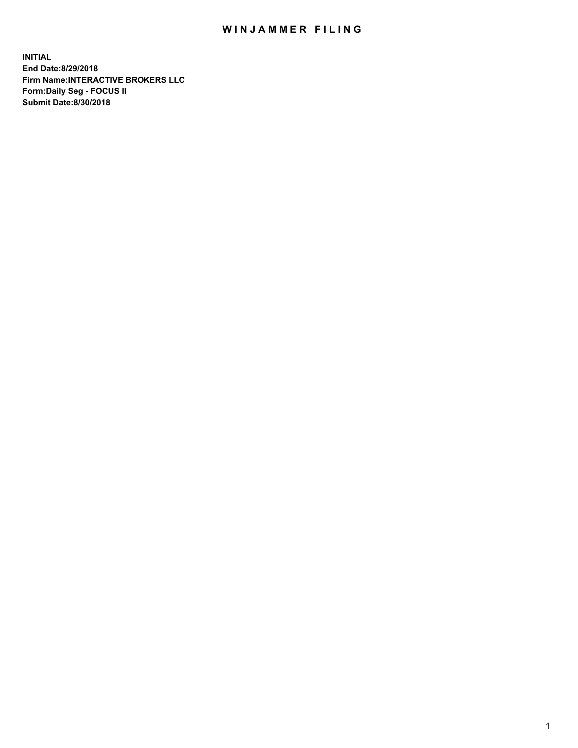# WINJAMMER FILING

**INITIAL**
**End Date:8/29/2018**
**Firm Name:INTERACTIVE BROKERS LLC**
**Form:Daily Seg - FOCUS II**
**Submit Date:8/30/2018**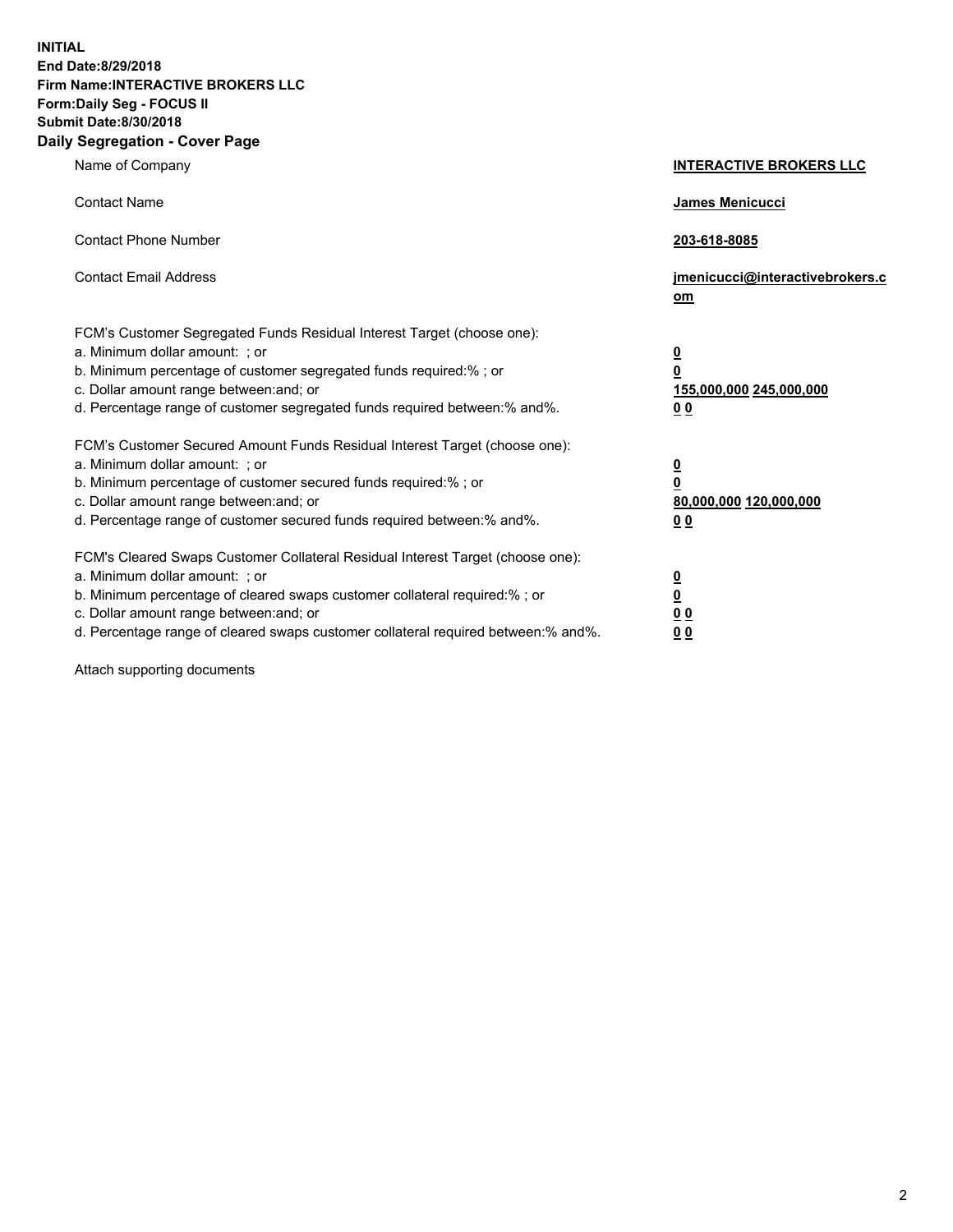**INITIAL**
**End Date:8/29/2018**
**Firm Name:INTERACTIVE BROKERS LLC**
**Form:Daily Seg - FOCUS II**
**Submit Date:8/30/2018**
**Daily Segregation - Cover Page**

| | |
|---|---|
| Name of Company | **INTERACTIVE BROKERS LLC** |
| Contact Name | **James Menicucci** |
| Contact Phone Number | **203-618-8085** |
| Contact Email Address | **jmenicucci@interactivebrokers.com** |
| FCM's Customer Segregated Funds Residual Interest Target (choose one): | |
| a. Minimum dollar amount: ; or | **0** |
| b. Minimum percentage of customer segregated funds required:% ; or | **0** |
| c. Dollar amount range between:and; or | **155,000,000 245,000,000** |
| d. Percentage range of customer segregated funds required between:% and%. | **0 0** |
| FCM's Customer Secured Amount Funds Residual Interest Target (choose one): | |
| a. Minimum dollar amount: ; or | **0** |
| b. Minimum percentage of customer secured funds required:% ; or | **0** |
| c. Dollar amount range between:and; or | **80,000,000 120,000,000** |
| d. Percentage range of customer secured funds required between:% and%. | **0 0** |
| FCM's Cleared Swaps Customer Collateral Residual Interest Target (choose one): | |
| a. Minimum dollar amount: ; or | **0** |
| b. Minimum percentage of cleared swaps customer collateral required:% ; or | **0** |
| c. Dollar amount range between:and; or | **0 0** |
| d. Percentage range of cleared swaps customer collateral required between:% and%. | **0 0** |

Attach supporting documents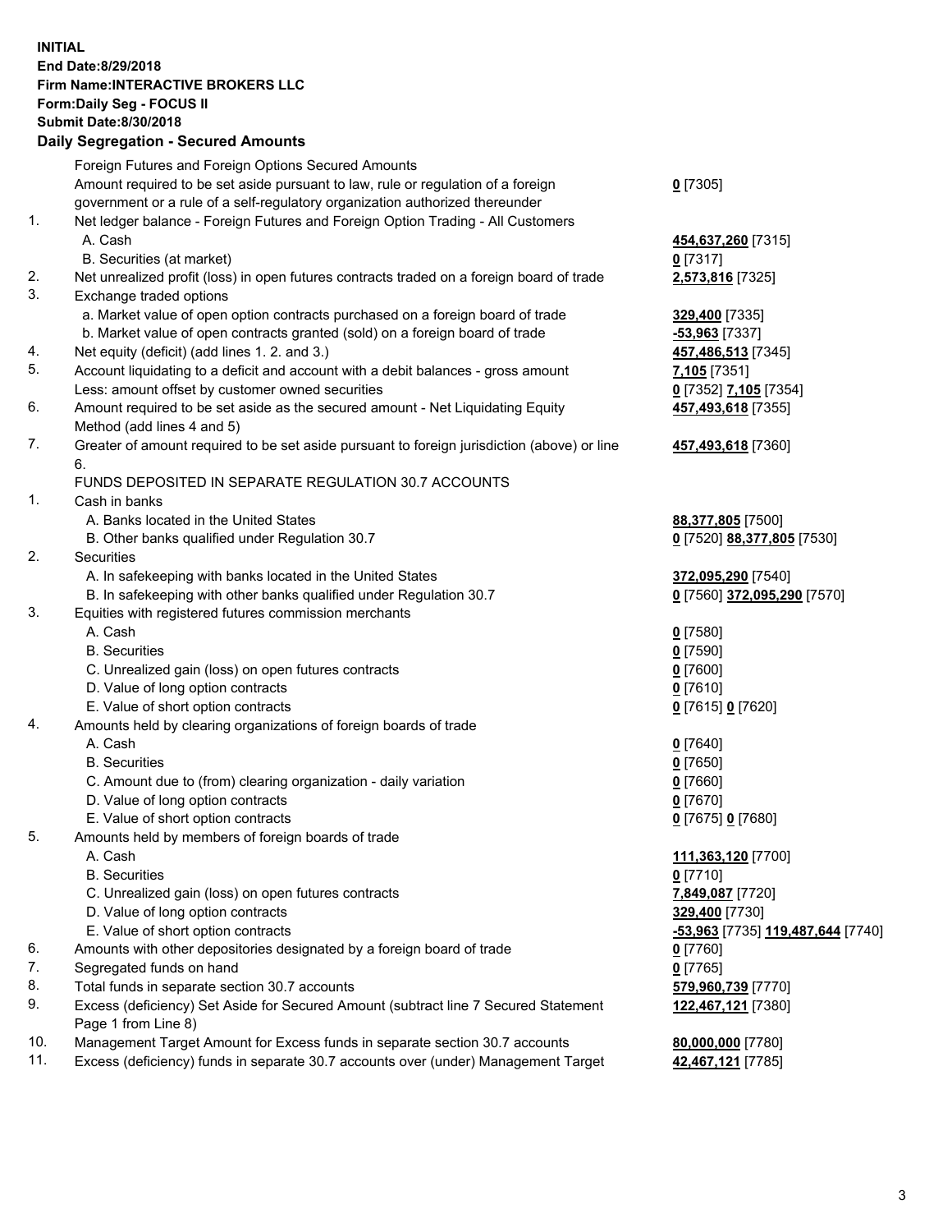**INITIAL**
**End Date:8/29/2018**
**Firm Name:INTERACTIVE BROKERS LLC**
**Form:Daily Seg - FOCUS II**
**Submit Date:8/30/2018**

## Daily Segregation - Secured Amounts

| | | |
|---|---|---|
| | Foreign Futures and Foreign Options Secured Amounts | |
| | Amount required to be set aside pursuant to law, rule or regulation of a foreign government or a rule of a self-regulatory organization authorized thereunder | **0** [7305] |
| 1. | Net ledger balance - Foreign Futures and Foreign Option Trading - All Customers | |
| | A. Cash | **454,637,260** [7315] |
| | B. Securities (at market) | **0** [7317] |
| 2. | Net unrealized profit (loss) in open futures contracts traded on a foreign board of trade | **2,573,816** [7325] |
| 3. | Exchange traded options | |
| | a. Market value of open option contracts purchased on a foreign board of trade | **329,400** [7335] |
| | b. Market value of open contracts granted (sold) on a foreign board of trade | **-53,963** [7337] |
| 4. | Net equity (deficit) (add lines 1. 2. and 3.) | **457,486,513** [7345] |
| 5. | Account liquidating to a deficit and account with a debit balances - gross amount | **7,105** [7351] |
| | Less: amount offset by customer owned securities | **0** [7352] **7,105** [7354] |
| 6. | Amount required to be set aside as the secured amount - Net Liquidating Equity Method (add lines 4 and 5) | **457,493,618** [7355] |
| 7. | Greater of amount required to be set aside pursuant to foreign jurisdiction (above) or line 6. | **457,493,618** [7360] |
| | FUNDS DEPOSITED IN SEPARATE REGULATION 30.7 ACCOUNTS | |
| 1. | Cash in banks | |
| | A. Banks located in the United States | **88,377,805** [7500] |
| | B. Other banks qualified under Regulation 30.7 | **0** [7520] **88,377,805** [7530] |
| 2. | Securities | |
| | A. In safekeeping with banks located in the United States | **372,095,290** [7540] |
| | B. In safekeeping with other banks qualified under Regulation 30.7 | **0** [7560] **372,095,290** [7570] |
| 3. | Equities with registered futures commission merchants | |
| | A. Cash | **0** [7580] |
| | B. Securities | **0** [7590] |
| | C. Unrealized gain (loss) on open futures contracts | **0** [7600] |
| | D. Value of long option contracts | **0** [7610] |
| | E. Value of short option contracts | **0** [7615] **0** [7620] |
| 4. | Amounts held by clearing organizations of foreign boards of trade | |
| | A. Cash | **0** [7640] |
| | B. Securities | **0** [7650] |
| | C. Amount due to (from) clearing organization - daily variation | **0** [7660] |
| | D. Value of long option contracts | **0** [7670] |
| | E. Value of short option contracts | **0** [7675] **0** [7680] |
| 5. | Amounts held by members of foreign boards of trade | |
| | A. Cash | **111,363,120** [7700] |
| | B. Securities | **0** [7710] |
| | C. Unrealized gain (loss) on open futures contracts | **7,849,087** [7720] |
| | D. Value of long option contracts | **329,400** [7730] |
| | E. Value of short option contracts | **-53,963** [7735] **119,487,644** [7740] |
| 6. | Amounts with other depositories designated by a foreign board of trade | **0** [7760] |
| 7. | Segregated funds on hand | **0** [7765] |
| 8. | Total funds in separate section 30.7 accounts | **579,960,739** [7770] |
| 9. | Excess (deficiency) Set Aside for Secured Amount (subtract line 7 Secured Statement Page 1 from Line 8) | **122,467,121** [7380] |
| 10. | Management Target Amount for Excess funds in separate section 30.7 accounts | **80,000,000** [7780] |
| 11. | Excess (deficiency) funds in separate 30.7 accounts over (under) Management Target | **42,467,121** [7785] |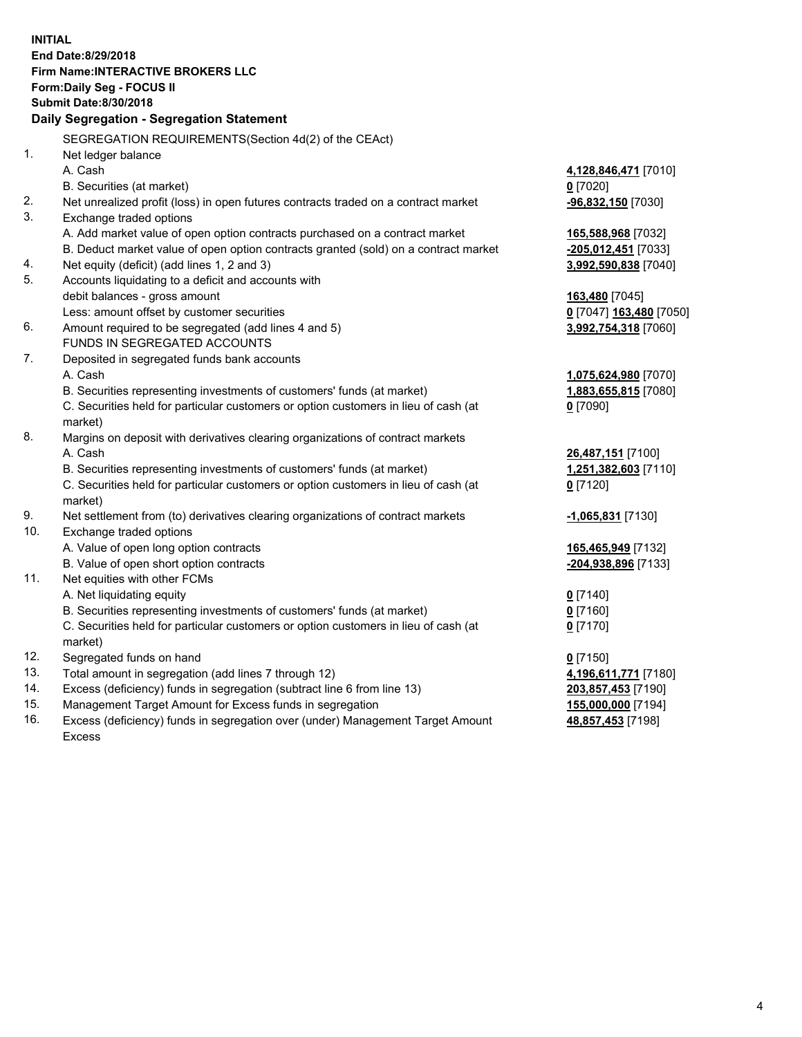**INITIAL**
**End Date:8/29/2018**
**Firm Name:INTERACTIVE BROKERS LLC**
**Form:Daily Seg - FOCUS II**
**Submit Date:8/30/2018**

**Daily Segregation - Segregation Statement**

| | | |
|---|---|---|
| | SEGREGATION REQUIREMENTS(Section 4d(2) of the CEAct) | |
| 1. | Net ledger balance | |
| | A. Cash | **4,128,846,471** [7010] |
| | B. Securities (at market) | **0** [7020] |
| 2. | Net unrealized profit (loss) in open futures contracts traded on a contract market | **-96,832,150** [7030] |
| 3. | Exchange traded options | |
| | A. Add market value of open option contracts purchased on a contract market | **165,588,968** [7032] |
| | B. Deduct market value of open option contracts granted (sold) on a contract market | **-205,012,451** [7033] |
| 4. | Net equity (deficit) (add lines 1, 2 and 3) | **3,992,590,838** [7040] |
| 5. | Accounts liquidating to a deficit and accounts with debit balances - gross amount | **163,480** [7045] |
| | Less: amount offset by customer securities | **0** [7047] **163,480** [7050] |
| 6. | Amount required to be segregated (add lines 4 and 5) | **3,992,754,318** [7060] |
| | FUNDS IN SEGREGATED ACCOUNTS | |
| 7. | Deposited in segregated funds bank accounts | |
| | A. Cash | **1,075,624,980** [7070] |
| | B. Securities representing investments of customers' funds (at market) | **1,883,655,815** [7080] |
| | C. Securities held for particular customers or option customers in lieu of cash (at market) | **0** [7090] |
| 8. | Margins on deposit with derivatives clearing organizations of contract markets | |
| | A. Cash | **26,487,151** [7100] |
| | B. Securities representing investments of customers' funds (at market) | **1,251,382,603** [7110] |
| | C. Securities held for particular customers or option customers in lieu of cash (at market) | **0** [7120] |
| 9. | Net settlement from (to) derivatives clearing organizations of contract markets | **-1,065,831** [7130] |
| 10. | Exchange traded options | |
| | A. Value of open long option contracts | **165,465,949** [7132] |
| | B. Value of open short option contracts | **-204,938,896** [7133] |
| 11. | Net equities with other FCMs | |
| | A. Net liquidating equity | **0** [7140] |
| | B. Securities representing investments of customers' funds (at market) | **0** [7160] |
| | C. Securities held for particular customers or option customers in lieu of cash (at market) | **0** [7170] |
| 12. | Segregated funds on hand | **0** [7150] |
| 13. | Total amount in segregation (add lines 7 through 12) | **4,196,611,771** [7180] |
| 14. | Excess (deficiency) funds in segregation (subtract line 6 from line 13) | **203,857,453** [7190] |
| 15. | Management Target Amount for Excess funds in segregation | **155,000,000** [7194] |
| 16. | Excess (deficiency) funds in segregation over (under) Management Target Amount Excess | **48,857,453** [7198] |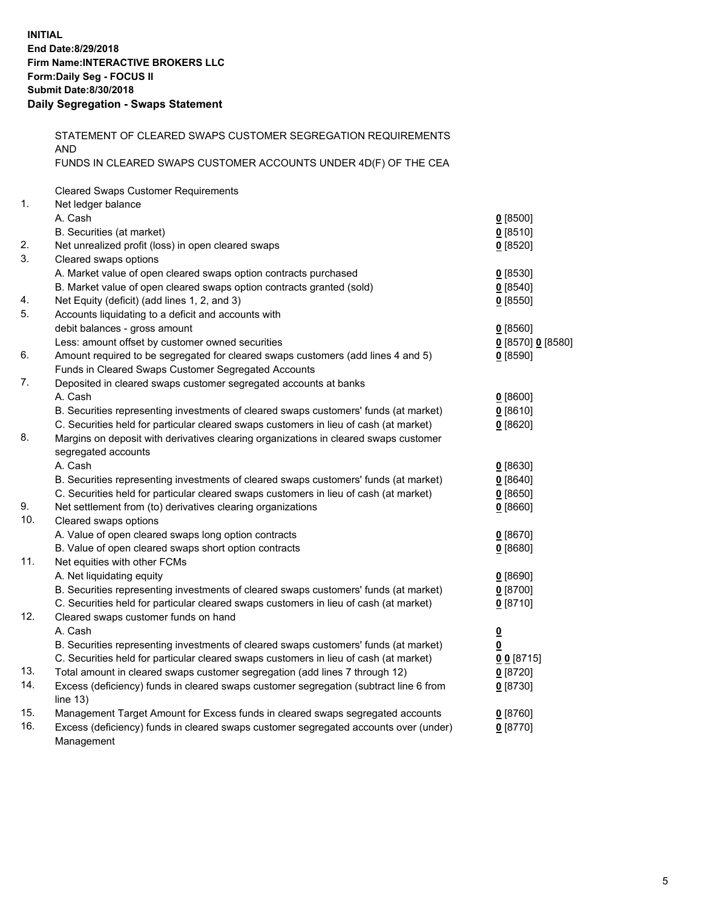**INITIAL**
**End Date:8/29/2018**
**Firm Name:INTERACTIVE BROKERS LLC**
**Form:Daily Seg - FOCUS II**
**Submit Date:8/30/2018**
**Daily Segregation - Swaps Statement**

STATEMENT OF CLEARED SWAPS CUSTOMER SEGREGATION REQUIREMENTS AND FUNDS IN CLEARED SWAPS CUSTOMER ACCOUNTS UNDER 4D(F) OF THE CEA

| | | |
|---|---|---|
| | Cleared Swaps Customer Requirements | |
| 1. | Net ledger balance | |
| | A. Cash | 0 [8500] |
| | B. Securities (at market) | 0 [8510] |
| 2. | Net unrealized profit (loss) in open cleared swaps | 0 [8520] |
| 3. | Cleared swaps options | |
| | A. Market value of open cleared swaps option contracts purchased | 0 [8530] |
| | B. Market value of open cleared swaps option contracts granted (sold) | 0 [8540] |
| 4. | Net Equity (deficit) (add lines 1, 2, and 3) | 0 [8550] |
| 5. | Accounts liquidating to a deficit and accounts with | |
| | debit balances - gross amount | 0 [8560] |
| | Less: amount offset by customer owned securities | 0 [8570] 0 [8580] |
| 6. | Amount required to be segregated for cleared swaps customers (add lines 4 and 5) | 0 [8590] |
| | Funds in Cleared Swaps Customer Segregated Accounts | |
| 7. | Deposited in cleared swaps customer segregated accounts at banks | |
| | A. Cash | 0 [8600] |
| | B. Securities representing investments of cleared swaps customers' funds (at market) | 0 [8610] |
| | C. Securities held for particular cleared swaps customers in lieu of cash (at market) | 0 [8620] |
| 8. | Margins on deposit with derivatives clearing organizations in cleared swaps customer segregated accounts | |
| | A. Cash | 0 [8630] |
| | B. Securities representing investments of cleared swaps customers' funds (at market) | 0 [8640] |
| | C. Securities held for particular cleared swaps customers in lieu of cash (at market) | 0 [8650] |
| 9. | Net settlement from (to) derivatives clearing organizations | 0 [8660] |
| 10. | Cleared swaps options | |
| | A. Value of open cleared swaps long option contracts | 0 [8670] |
| | B. Value of open cleared swaps short option contracts | 0 [8680] |
| 11. | Net equities with other FCMs | |
| | A. Net liquidating equity | 0 [8690] |
| | B. Securities representing investments of cleared swaps customers' funds (at market) | 0 [8700] |
| | C. Securities held for particular cleared swaps customers in lieu of cash (at market) | 0 [8710] |
| 12. | Cleared swaps customer funds on hand | |
| | A. Cash | 0 |
| | B. Securities representing investments of cleared swaps customers' funds (at market) | 0 |
| | C. Securities held for particular cleared swaps customers in lieu of cash (at market) | 0 0 [8715] |
| 13. | Total amount in cleared swaps customer segregation (add lines 7 through 12) | 0 [8720] |
| 14. | Excess (deficiency) funds in cleared swaps customer segregation (subtract line 6 from line 13) | 0 [8730] |
| 15. | Management Target Amount for Excess funds in cleared swaps segregated accounts | 0 [8760] |
| 16. | Excess (deficiency) funds in cleared swaps customer segregated accounts over (under) Management | 0 [8770] |